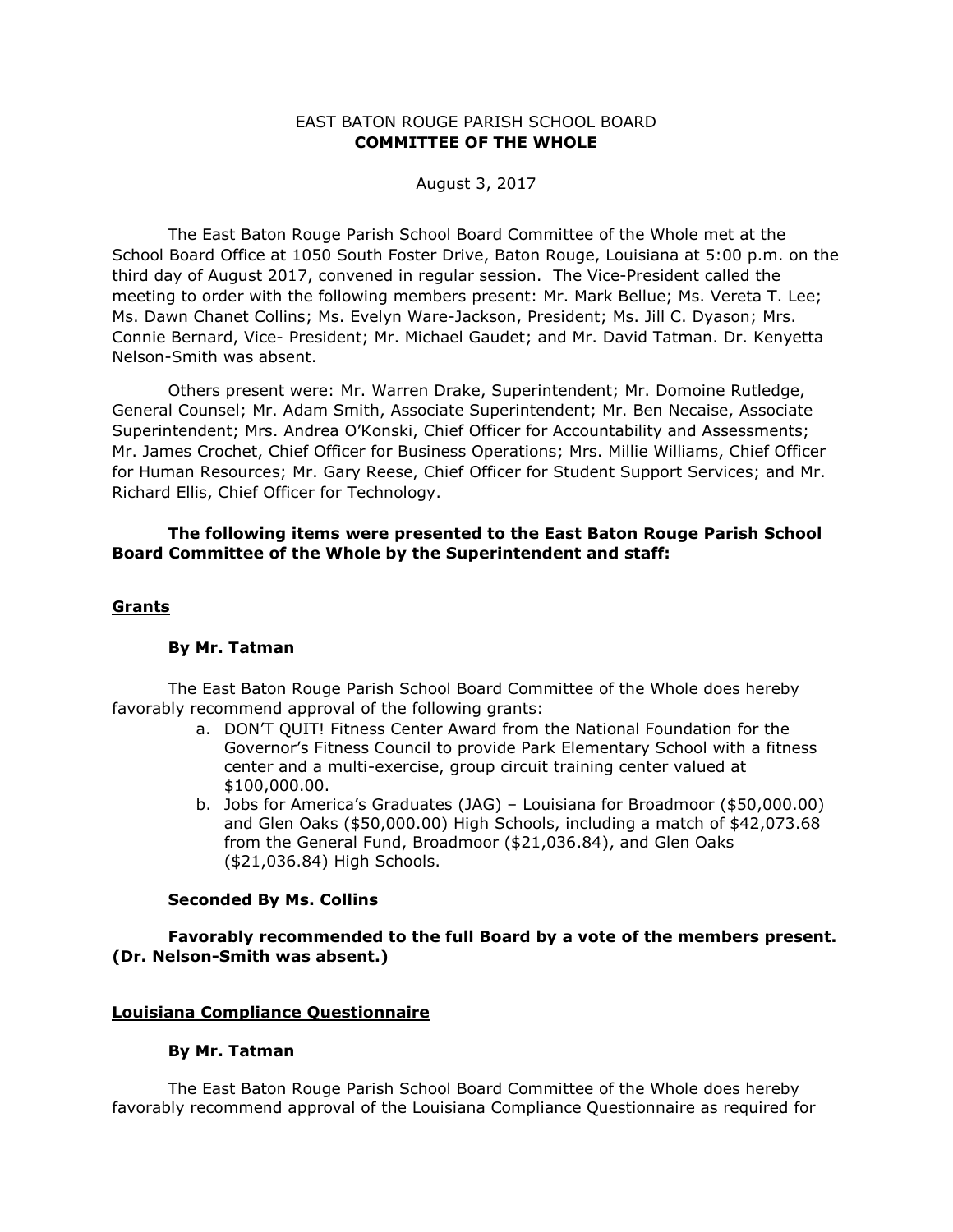EAST BATON ROUGE PARISH SCHOOL BOARD
**COMMITTEE OF THE WHOLE**

August 3, 2017

The East Baton Rouge Parish School Board Committee of the Whole met at the School Board Office at 1050 South Foster Drive, Baton Rouge, Louisiana at 5:00 p.m. on the third day of August 2017, convened in regular session. The Vice-President called the meeting to order with the following members present: Mr. Mark Bellue; Ms. Vereta T. Lee; Ms. Dawn Chanet Collins; Ms. Evelyn Ware-Jackson, President; Ms. Jill C. Dyason; Mrs. Connie Bernard, Vice- President; Mr. Michael Gaudet; and Mr. David Tatman. Dr. Kenyetta Nelson-Smith was absent.

Others present were: Mr. Warren Drake, Superintendent; Mr. Domoine Rutledge, General Counsel; Mr. Adam Smith, Associate Superintendent; Mr. Ben Necaise, Associate Superintendent; Mrs. Andrea O'Konski, Chief Officer for Accountability and Assessments; Mr. James Crochet, Chief Officer for Business Operations; Mrs. Millie Williams, Chief Officer for Human Resources; Mr. Gary Reese, Chief Officer for Student Support Services; and Mr. Richard Ellis, Chief Officer for Technology.

**The following items were presented to the East Baton Rouge Parish School Board Committee of the Whole by the Superintendent and staff:**

## Grants

**By Mr. Tatman**

The East Baton Rouge Parish School Board Committee of the Whole does hereby favorably recommend approval of the following grants:

a. DON'T QUIT! Fitness Center Award from the National Foundation for the Governor's Fitness Council to provide Park Elementary School with a fitness center and a multi-exercise, group circuit training center valued at $100,000.00.
b. Jobs for America's Graduates (JAG) – Louisiana for Broadmoor ($50,000.00) and Glen Oaks ($50,000.00) High Schools, including a match of $42,073.68 from the General Fund, Broadmoor ($21,036.84), and Glen Oaks ($21,036.84) High Schools.

**Seconded By Ms. Collins**

**Favorably recommended to the full Board by a vote of the members present. (Dr. Nelson-Smith was absent.)**

## Louisiana Compliance Questionnaire

**By Mr. Tatman**

The East Baton Rouge Parish School Board Committee of the Whole does hereby favorably recommend approval of the Louisiana Compliance Questionnaire as required for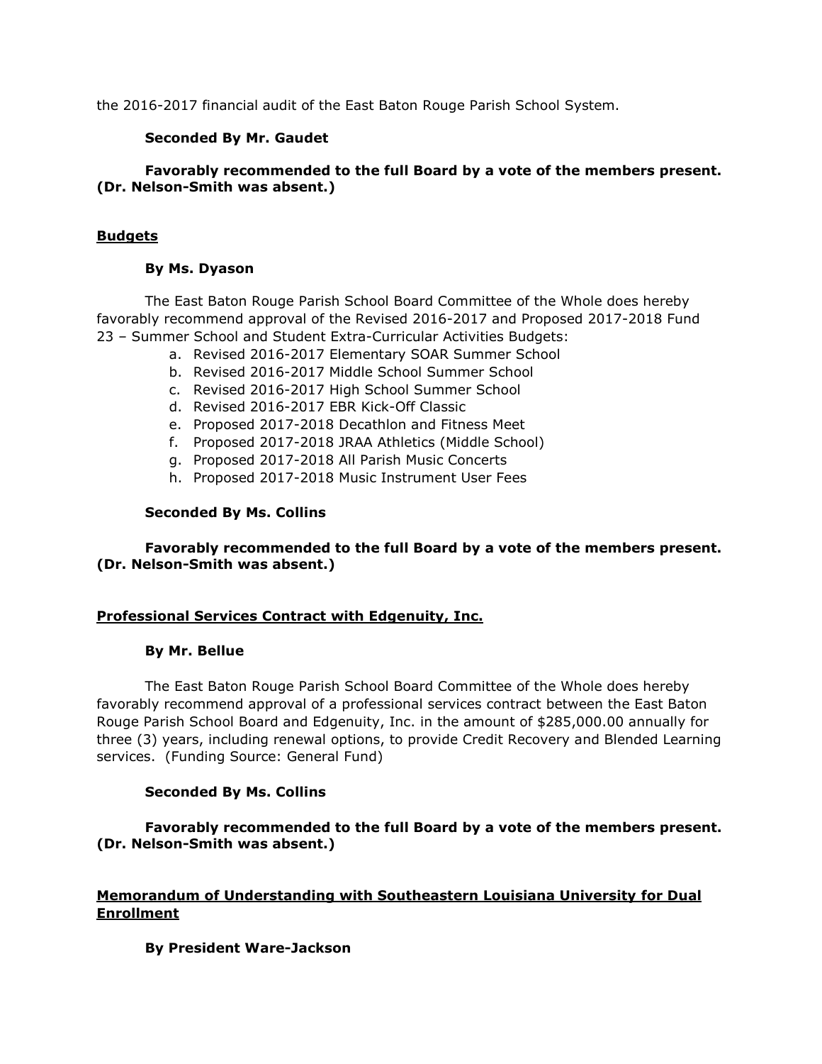the 2016-2017 financial audit of the East Baton Rouge Parish School System.

**Seconded By Mr. Gaudet**

**Favorably recommended to the full Board by a vote of the members present. (Dr. Nelson-Smith was absent.)**

**<u>Budgets</u>**

**By Ms. Dyason**

The East Baton Rouge Parish School Board Committee of the Whole does hereby favorably recommend approval of the Revised 2016-2017 and Proposed 2017-2018 Fund 23 – Summer School and Student Extra-Curricular Activities Budgets:

a. Revised 2016-2017 Elementary SOAR Summer School
b. Revised 2016-2017 Middle School Summer School
c. Revised 2016-2017 High School Summer School
d. Revised 2016-2017 EBR Kick-Off Classic
e. Proposed 2017-2018 Decathlon and Fitness Meet
f. Proposed 2017-2018 JRAA Athletics (Middle School)
g. Proposed 2017-2018 All Parish Music Concerts
h. Proposed 2017-2018 Music Instrument User Fees

**Seconded By Ms. Collins**

**Favorably recommended to the full Board by a vote of the members present. (Dr. Nelson-Smith was absent.)**

**<u>Professional Services Contract with Edgenuity, Inc.</u>**

**By Mr. Bellue**

The East Baton Rouge Parish School Board Committee of the Whole does hereby favorably recommend approval of a professional services contract between the East Baton Rouge Parish School Board and Edgenuity, Inc. in the amount of $285,000.00 annually for three (3) years, including renewal options, to provide Credit Recovery and Blended Learning services. (Funding Source: General Fund)

**Seconded By Ms. Collins**

**Favorably recommended to the full Board by a vote of the members present. (Dr. Nelson-Smith was absent.)**

**<u>Memorandum of Understanding with Southeastern Louisiana University for Dual Enrollment</u>**

**By President Ware-Jackson**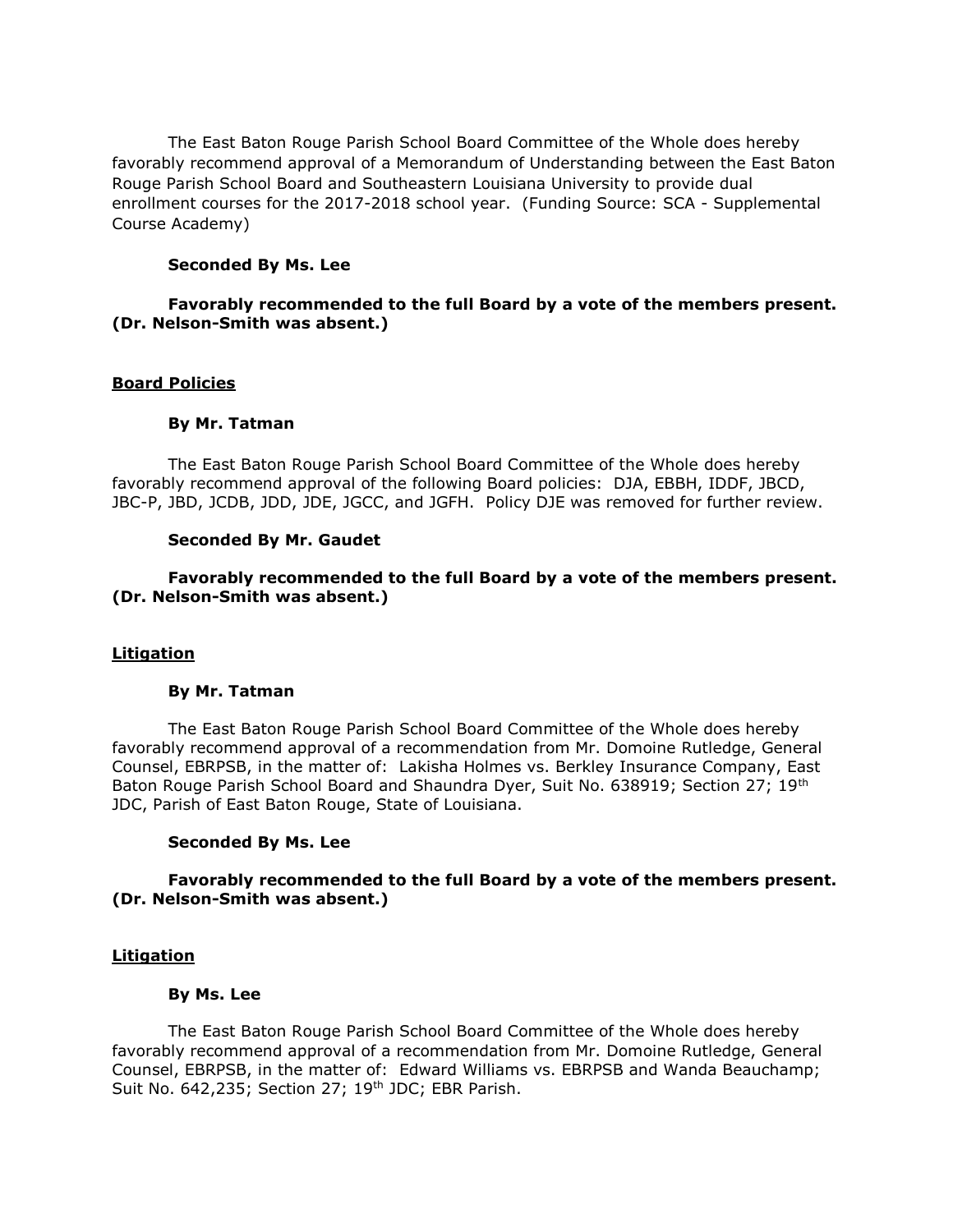The East Baton Rouge Parish School Board Committee of the Whole does hereby favorably recommend approval of a Memorandum of Understanding between the East Baton Rouge Parish School Board and Southeastern Louisiana University to provide dual enrollment courses for the 2017-2018 school year. (Funding Source: SCA - Supplemental Course Academy)

**Seconded By Ms. Lee**

**Favorably recommended to the full Board by a vote of the members present. (Dr. Nelson-Smith was absent.)**

## Board Policies

**By Mr. Tatman**

The East Baton Rouge Parish School Board Committee of the Whole does hereby favorably recommend approval of the following Board policies: DJA, EBBH, IDDF, JBCD, JBC-P, JBD, JCDB, JDD, JDE, JGCC, and JGFH. Policy DJE was removed for further review.

**Seconded By Mr. Gaudet**

**Favorably recommended to the full Board by a vote of the members present. (Dr. Nelson-Smith was absent.)**

## Litigation

**By Mr. Tatman**

The East Baton Rouge Parish School Board Committee of the Whole does hereby favorably recommend approval of a recommendation from Mr. Domoine Rutledge, General Counsel, EBRPSB, in the matter of: Lakisha Holmes vs. Berkley Insurance Company, East Baton Rouge Parish School Board and Shaundra Dyer, Suit No. 638919; Section 27; 19th JDC, Parish of East Baton Rouge, State of Louisiana.

**Seconded By Ms. Lee**

**Favorably recommended to the full Board by a vote of the members present. (Dr. Nelson-Smith was absent.)**

## Litigation

**By Ms. Lee**

The East Baton Rouge Parish School Board Committee of the Whole does hereby favorably recommend approval of a recommendation from Mr. Domoine Rutledge, General Counsel, EBRPSB, in the matter of: Edward Williams vs. EBRPSB and Wanda Beauchamp; Suit No. 642,235; Section 27; 19th JDC; EBR Parish.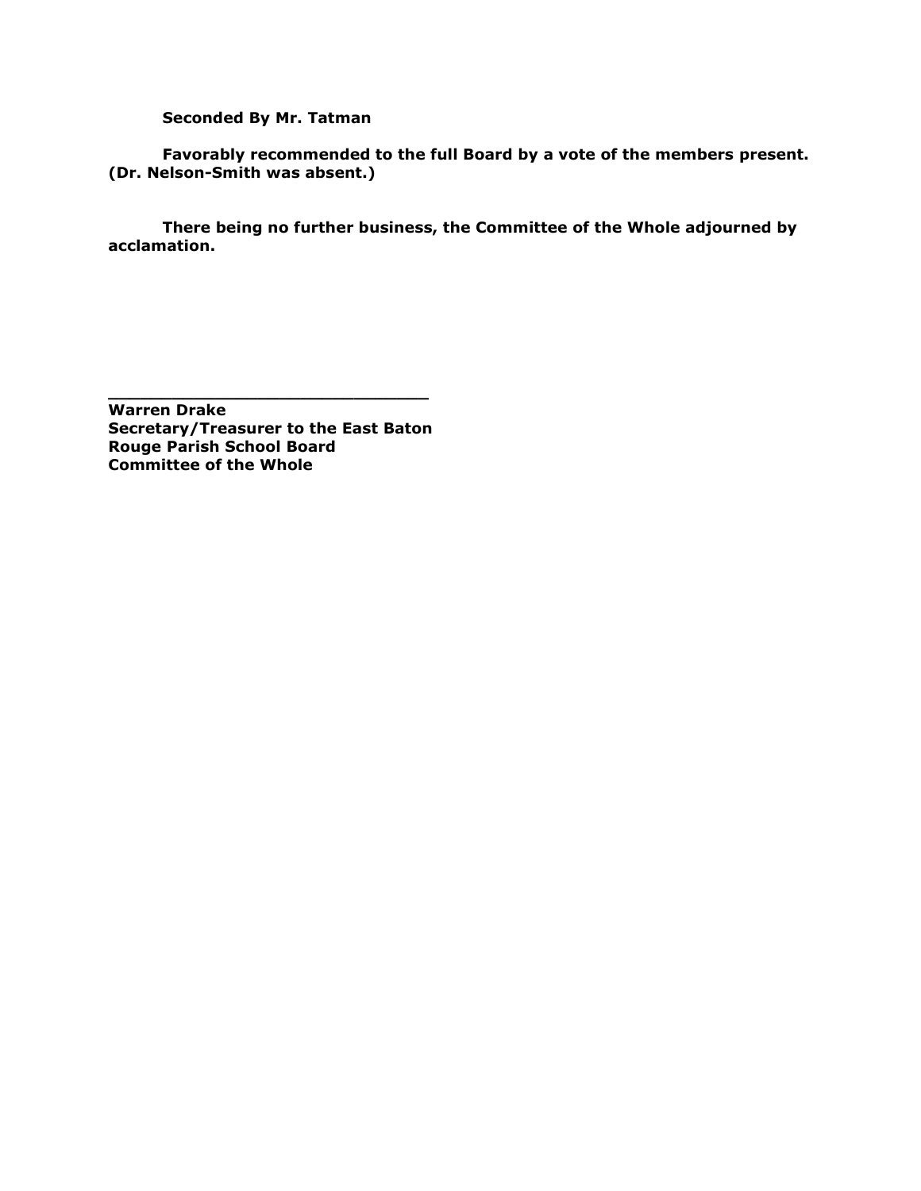**Seconded By Mr. Tatman**

**Favorably recommended to the full Board by a vote of the members present. (Dr. Nelson-Smith was absent.)**

**There being no further business, the Committee of the Whole adjourned by acclamation.**

______________________________

**Warren Drake**
**Secretary/Treasurer to the East Baton Rouge Parish School Board**
**Committee of the Whole**